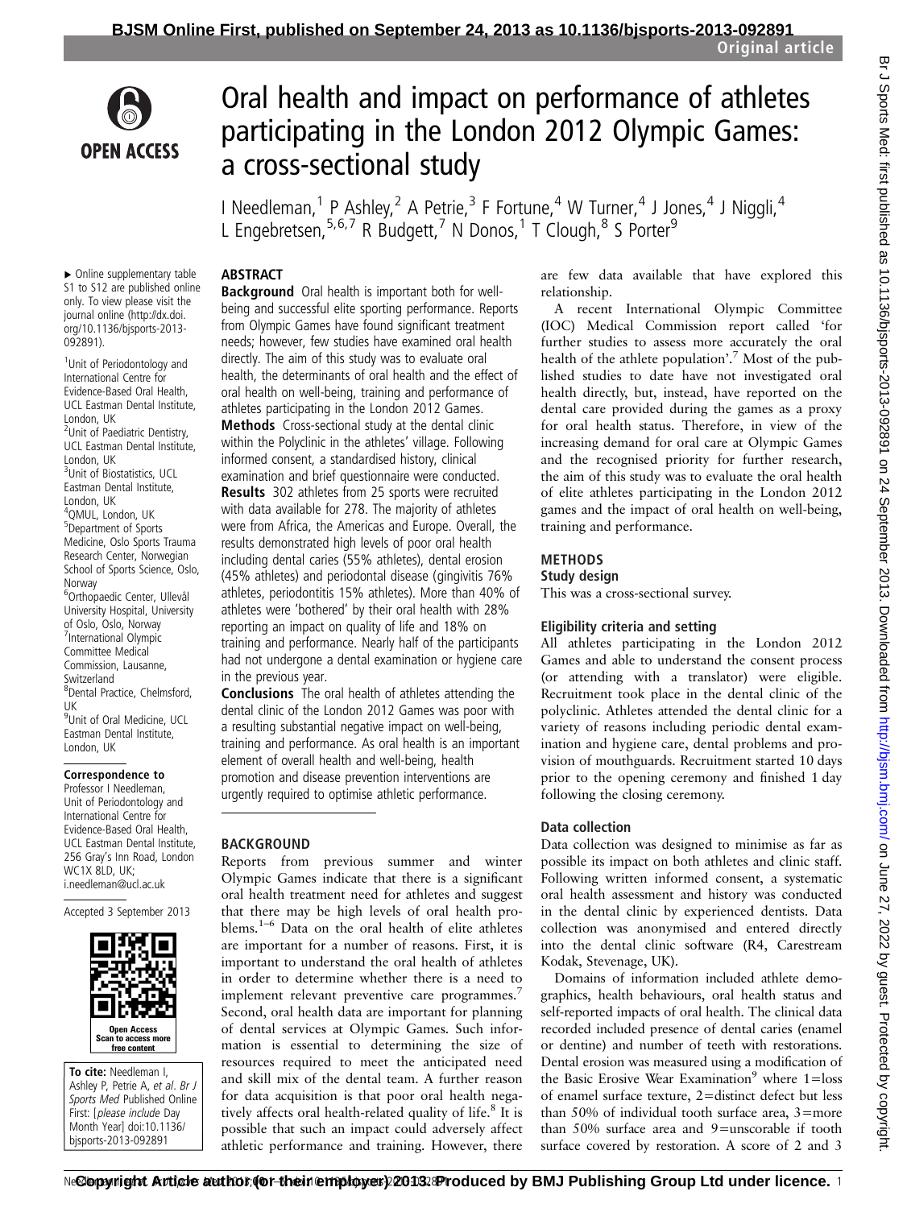# Oral health and impact on performance of athletes participating in the London 2012 Olympic Games: a cross-sectional study

I Needleman,[1] P Ashley,[2] A Petrie,[3] F Fortune,[4] W Turner,[4] J Jones,[4] J Niggli,[4] L Engebretsen,[5,6,7] R Budgett,[7] N Donos,[1] T Clough,[8] S Porter[9]

▸ Online supplementary table S1 to S12 are published online only. To view please visit the journal online (http://dx.doi.org/10.1136/bjsports-2013-092891).

[1]Unit of Periodontology and International Centre for Evidence-Based Oral Health, UCL Eastman Dental Institute, London, UK
[2]Unit of Paediatric Dentistry, UCL Eastman Dental Institute, London, UK
[3]Unit of Biostatistics, UCL Eastman Dental Institute, London, UK
[4]QMUL, London, UK
[5]Department of Sports Medicine, Oslo Sports Trauma Research Center, Norwegian School of Sports Science, Oslo, Norway
[6]Orthopaedic Center, Ullevål University Hospital, University of Oslo, Oslo, Norway
[7]International Olympic Committee Medical Commission, Lausanne, Switzerland
[8]Dental Practice, Chelmsford, UK
[9]Unit of Oral Medicine, UCL Eastman Dental Institute, London, UK

**Correspondence to**
Professor I Needleman, Unit of Periodontology and International Centre for Evidence-Based Oral Health, UCL Eastman Dental Institute, 256 Gray's Inn Road, London WC1X 8LD, UK; i.needleman@ucl.ac.uk

Accepted 3 September 2013

**To cite:** Needleman I, Ashley P, Petrie A, *et al*. *Br J Sports Med* Published Online First: [*please include* Day Month Year] doi:10.1136/bjsports-2013-092891

## ABSTRACT

**Background** Oral health is important both for well-being and successful elite sporting performance. Reports from Olympic Games have found significant treatment needs; however, few studies have examined oral health directly. The aim of this study was to evaluate oral health, the determinants of oral health and the effect of oral health on well-being, training and performance of athletes participating in the London 2012 Games.

**Methods** Cross-sectional study at the dental clinic within the Polyclinic in the athletes' village. Following informed consent, a standardised history, clinical examination and brief questionnaire were conducted.

**Results** 302 athletes from 25 sports were recruited with data available for 278. The majority of athletes were from Africa, the Americas and Europe. Overall, the results demonstrated high levels of poor oral health including dental caries (55% athletes), dental erosion (45% athletes) and periodontal disease (gingivitis 76% athletes, periodontitis 15% athletes). More than 40% of athletes were 'bothered' by their oral health with 28% reporting an impact on quality of life and 18% on training and performance. Nearly half of the participants had not undergone a dental examination or hygiene care in the previous year.

**Conclusions** The oral health of athletes attending the dental clinic of the London 2012 Games was poor with a resulting substantial negative impact on well-being, training and performance. As oral health is an important element of overall health and well-being, health promotion and disease prevention interventions are urgently required to optimise athletic performance.

## BACKGROUND

Reports from previous summer and winter Olympic Games indicate that there is a significant oral health treatment need for athletes and suggest that there may be high levels of oral health problems.[1–6] Data on the oral health of elite athletes are important for a number of reasons. First, it is important to understand the oral health of athletes in order to determine whether there is a need to implement relevant preventive care programmes.[7] Second, oral health data are important for planning of dental services at Olympic Games. Such information is essential to determining the size of resources required to meet the anticipated need and skill mix of the dental team. A further reason for data acquisition is that poor oral health negatively affects oral health-related quality of life.[8] It is possible that such an impact could adversely affect athletic performance and training. However, there are few data available that have explored this relationship.

A recent International Olympic Committee (IOC) Medical Commission report called 'for further studies to assess more accurately the oral health of the athlete population'.[7] Most of the published studies to date have not investigated oral health directly, but, instead, have reported on the dental care provided during the games as a proxy for oral health status. Therefore, in view of the increasing demand for oral care at Olympic Games and the recognised priority for further research, the aim of this study was to evaluate the oral health of elite athletes participating in the London 2012 games and the impact of oral health on well-being, training and performance.

## METHODS

### Study design

This was a cross-sectional survey.

### Eligibility criteria and setting

All athletes participating in the London 2012 Games and able to understand the consent process (or attending with a translator) were eligible. Recruitment took place in the dental clinic of the polyclinic. Athletes attended the dental clinic for a variety of reasons including periodic dental examination and hygiene care, dental problems and provision of mouthguards. Recruitment started 10 days prior to the opening ceremony and finished 1 day following the closing ceremony.

### Data collection

Data collection was designed to minimise as far as possible its impact on both athletes and clinic staff. Following written informed consent, a systematic oral health assessment and history was conducted in the dental clinic by experienced dentists. Data collection was anonymised and entered directly into the dental clinic software (R4, Carestream Kodak, Stevenage, UK).

Domains of information included athlete demographics, health behaviours, oral health status and self-reported impacts of oral health. The clinical data recorded included presence of dental caries (enamel or dentine) and number of teeth with restorations. Dental erosion was measured using a modification of the Basic Erosive Wear Examination[9] where 1=loss of enamel surface texture, 2=distinct defect but less than 50% of individual tooth surface area, 3=more than 50% surface area and 9=unscorable if tooth surface covered by restoration. A score of 2 and 3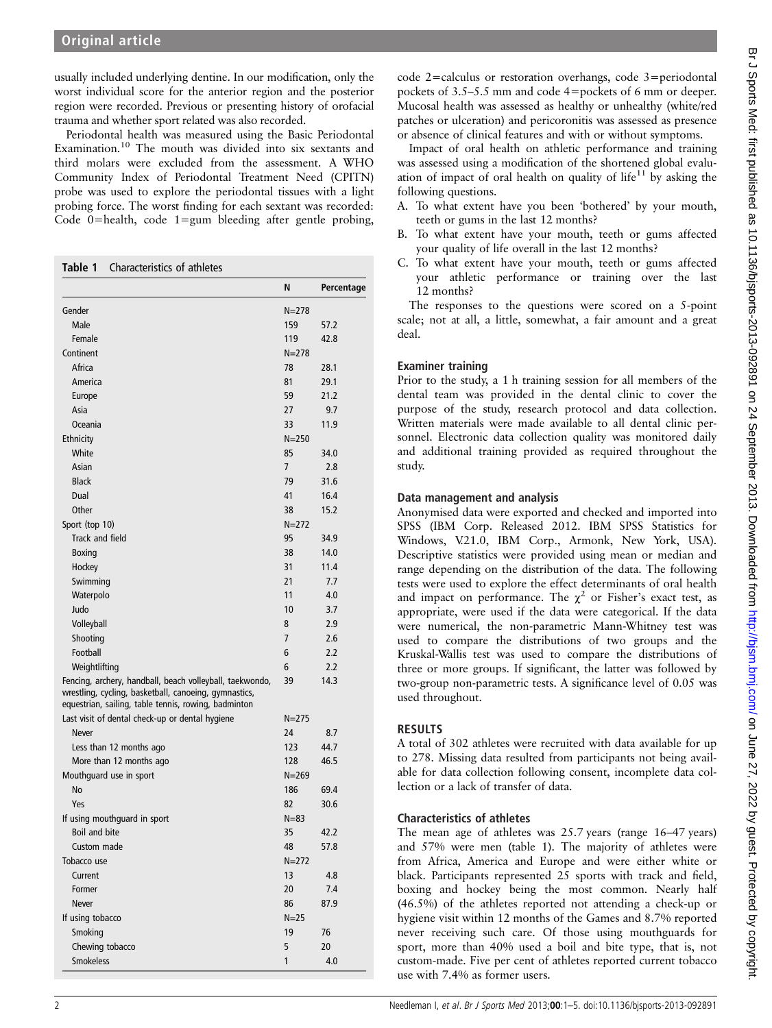usually included underlying dentine. In our modification, only the worst individual score for the anterior region and the posterior region were recorded. Previous or presenting history of orofacial trauma and whether sport related was also recorded.

Periodontal health was measured using the Basic Periodontal Examination.[10] The mouth was divided into six sextants and third molars were excluded from the assessment. A WHO Community Index of Periodontal Treatment Need (CPITN) probe was used to explore the periodontal tissues with a light probing force. The worst finding for each sextant was recorded: Code 0=health, code 1=gum bleeding after gentle probing, code 2=calculus or restoration overhangs, code 3=periodontal pockets of 3.5–5.5 mm and code 4=pockets of 6 mm or deeper. Mucosal health was assessed as healthy or unhealthy (white/red patches or ulceration) and pericoronitis was assessed as presence or absence of clinical features and with or without symptoms.

Impact of oral health on athletic performance and training was assessed using a modification of the shortened global evaluation of impact of oral health on quality of life[11] by asking the following questions.

A. To what extent have you been 'bothered' by your mouth, teeth or gums in the last 12 months?
B. To what extent have your mouth, teeth or gums affected your quality of life overall in the last 12 months?
C. To what extent have your mouth, teeth or gums affected your athletic performance or training over the last 12 months?

The responses to the questions were scored on a 5-point scale; not at all, a little, somewhat, a fair amount and a great deal.

**Table 1** Characteristics of athletes

| | N | Percentage |
|---|---|---|
| Gender | N=278 | |
| Male | 159 | 57.2 |
| Female | 119 | 42.8 |
| Continent | N=278 | |
| Africa | 78 | 28.1 |
| America | 81 | 29.1 |
| Europe | 59 | 21.2 |
| Asia | 27 | 9.7 |
| Oceania | 33 | 11.9 |
| Ethnicity | N=250 | |
| White | 85 | 34.0 |
| Asian | 7 | 2.8 |
| Black | 79 | 31.6 |
| Dual | 41 | 16.4 |
| Other | 38 | 15.2 |
| Sport (top 10) | N=272 | |
| Track and field | 95 | 34.9 |
| Boxing | 38 | 14.0 |
| Hockey | 31 | 11.4 |
| Swimming | 21 | 7.7 |
| Waterpolo | 11 | 4.0 |
| Judo | 10 | 3.7 |
| Volleyball | 8 | 2.9 |
| Shooting | 7 | 2.6 |
| Football | 6 | 2.2 |
| Weightlifting | 6 | 2.2 |
| Fencing, archery, handball, beach volleyball, taekwondo, wrestling, cycling, basketball, canoeing, gymnastics, equestrian, sailing, table tennis, rowing, badminton | 39 | 14.3 |
| Last visit of dental check-up or dental hygiene | N=275 | |
| Never | 24 | 8.7 |
| Less than 12 months ago | 123 | 44.7 |
| More than 12 months ago | 128 | 46.5 |
| Mouthguard use in sport | N=269 | |
| No | 186 | 69.4 |
| Yes | 82 | 30.6 |
| If using mouthguard in sport | N=83 | |
| Boil and bite | 35 | 42.2 |
| Custom made | 48 | 57.8 |
| Tobacco use | N=272 | |
| Current | 13 | 4.8 |
| Former | 20 | 7.4 |
| Never | 86 | 87.9 |
| If using tobacco | N=25 | |
| Smoking | 19 | 76 |
| Chewing tobacco | 5 | 20 |
| Smokeless | 1 | 4.0 |

### Examiner training

Prior to the study, a 1 h training session for all members of the dental team was provided in the dental clinic to cover the purpose of the study, research protocol and data collection. Written materials were made available to all dental clinic personnel. Electronic data collection quality was monitored daily and additional training provided as required throughout the study.

### Data management and analysis

Anonymised data were exported and checked and imported into SPSS (IBM Corp. Released 2012. IBM SPSS Statistics for Windows, V.21.0, IBM Corp., Armonk, New York, USA). Descriptive statistics were provided using mean or median and range depending on the distribution of the data. The following tests were used to explore the effect determinants of oral health and impact on performance. The $\chi^2$ or Fisher's exact test, as appropriate, were used if the data were categorical. If the data were numerical, the non-parametric Mann-Whitney test was used to compare the distributions of two groups and the Kruskal-Wallis test was used to compare the distributions of three or more groups. If significant, the latter was followed by two-group non-parametric tests. A significance level of 0.05 was used throughout.

## RESULTS

A total of 302 athletes were recruited with data available for up to 278. Missing data resulted from participants not being available for data collection following consent, incomplete data collection or a lack of transfer of data.

### Characteristics of athletes

The mean age of athletes was 25.7 years (range 16–47 years) and 57% were men (table 1). The majority of athletes were from Africa, America and Europe and were either white or black. Participants represented 25 sports with track and field, boxing and hockey being the most common. Nearly half (46.5%) of the athletes reported not attending a check-up or hygiene visit within 12 months of the Games and 8.7% reported never receiving such care. Of those using mouthguards for sport, more than 40% used a boil and bite type, that is, not custom-made. Five per cent of athletes reported current tobacco use with 7.4% as former users.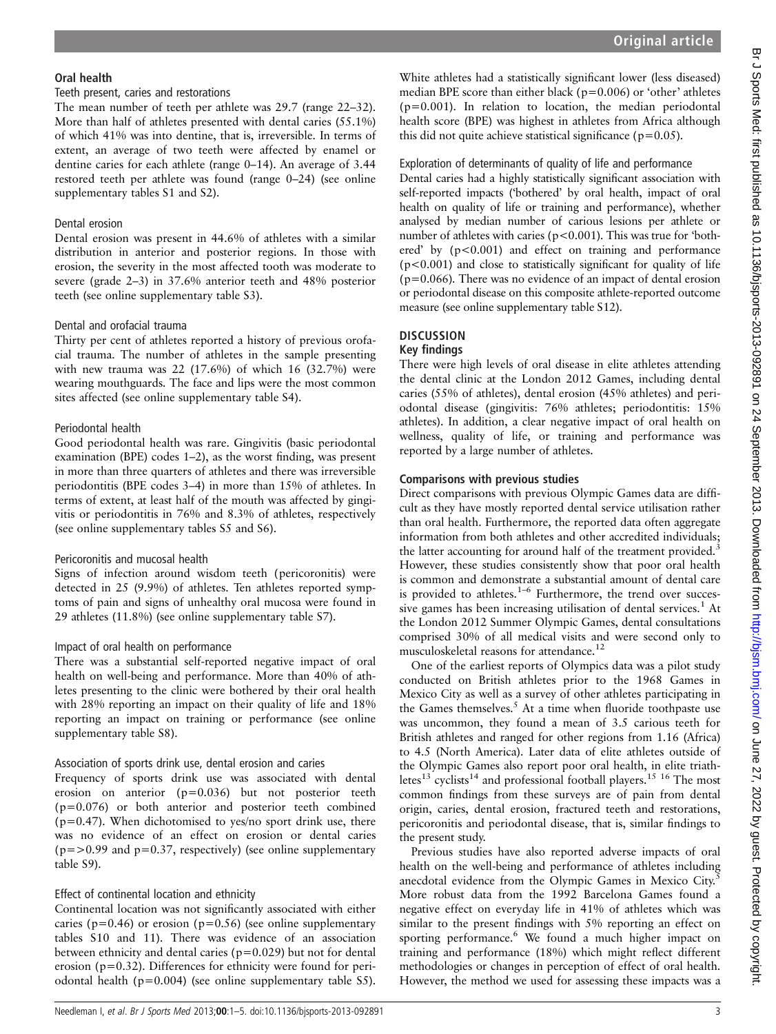## Oral health

### Teeth present, caries and restorations

The mean number of teeth per athlete was 29.7 (range 22–32). More than half of athletes presented with dental caries (55.1%) of which 41% was into dentine, that is, irreversible. In terms of extent, an average of two teeth were affected by enamel or dentine caries for each athlete (range 0–14). An average of 3.44 restored teeth per athlete was found (range 0–24) (see online supplementary tables S1 and S2).

### Dental erosion

Dental erosion was present in 44.6% of athletes with a similar distribution in anterior and posterior regions. In those with erosion, the severity in the most affected tooth was moderate to severe (grade 2–3) in 37.6% anterior teeth and 48% posterior teeth (see online supplementary table S3).

### Dental and orofacial trauma

Thirty per cent of athletes reported a history of previous orofacial trauma. The number of athletes in the sample presenting with new trauma was 22 (17.6%) of which 16 (32.7%) were wearing mouthguards. The face and lips were the most common sites affected (see online supplementary table S4).

### Periodontal health

Good periodontal health was rare. Gingivitis (basic periodontal examination (BPE) codes 1–2), as the worst finding, was present in more than three quarters of athletes and there was irreversible periodontitis (BPE codes 3–4) in more than 15% of athletes. In terms of extent, at least half of the mouth was affected by gingivitis or periodontitis in 76% and 8.3% of athletes, respectively (see online supplementary tables S5 and S6).

### Pericoronitis and mucosal health

Signs of infection around wisdom teeth (pericoronitis) were detected in 25 (9.9%) of athletes. Ten athletes reported symptoms of pain and signs of unhealthy oral mucosa were found in 29 athletes (11.8%) (see online supplementary table S7).

### Impact of oral health on performance

There was a substantial self-reported negative impact of oral health on well-being and performance. More than 40% of athletes presenting to the clinic were bothered by their oral health with 28% reporting an impact on their quality of life and 18% reporting an impact on training or performance (see online supplementary table S8).

### Association of sports drink use, dental erosion and caries

Frequency of sports drink use was associated with dental erosion on anterior ($p=0.036$) but not posterior teeth ($p=0.076$) or both anterior and posterior teeth combined ($p=0.47$). When dichotomised to yes/no sport drink use, there was no evidence of an effect on erosion or dental caries ($p=>0.99$ and $p=0.37$, respectively) (see online supplementary table S9).

### Effect of continental location and ethnicity

Continental location was not significantly associated with either caries ($p=0.46$) or erosion ($p=0.56$) (see online supplementary tables S10 and 11). There was evidence of an association between ethnicity and dental caries ($p=0.029$) but not for dental erosion ($p=0.32$). Differences for ethnicity were found for periodontal health ($p=0.004$) (see online supplementary table S5). White athletes had a statistically significant lower (less diseased) median BPE score than either black ($p=0.006$) or 'other' athletes ($p=0.001$). In relation to location, the median periodontal health score (BPE) was highest in athletes from Africa although this did not quite achieve statistical significance ($p=0.05$).

### Exploration of determinants of quality of life and performance

Dental caries had a highly statistically significant association with self-reported impacts ('bothered' by oral health, impact of oral health on quality of life or training and performance), whether analysed by median number of carious lesions per athlete or number of athletes with caries ($p<0.001$). This was true for 'bothered' by ($p<0.001$) and effect on training and performance ($p<0.001$) and close to statistically significant for quality of life ($p=0.066$). There was no evidence of an impact of dental erosion or periodontal disease on this composite athlete-reported outcome measure (see online supplementary table S12).

## DISCUSSION

### Key findings

There were high levels of oral disease in elite athletes attending the dental clinic at the London 2012 Games, including dental caries (55% of athletes), dental erosion (45% athletes) and periodontal disease (gingivitis: 76% athletes; periodontitis: 15% athletes). In addition, a clear negative impact of oral health on wellness, quality of life, or training and performance was reported by a large number of athletes.

### Comparisons with previous studies

Direct comparisons with previous Olympic Games data are difficult as they have mostly reported dental service utilisation rather than oral health. Furthermore, the reported data often aggregate information from both athletes and other accredited individuals; the latter accounting for around half of the treatment provided.[3] However, these studies consistently show that poor oral health is common and demonstrate a substantial amount of dental care is provided to athletes.[1–6] Furthermore, the trend over successive games has been increasing utilisation of dental services.[1] At the London 2012 Summer Olympic Games, dental consultations comprised 30% of all medical visits and were second only to musculoskeletal reasons for attendance.[12]

One of the earliest reports of Olympics data was a pilot study conducted on British athletes prior to the 1968 Games in Mexico City as well as a survey of other athletes participating in the Games themselves.[5] At a time when fluoride toothpaste use was uncommon, they found a mean of 3.5 carious teeth for British athletes and ranged for other regions from 1.16 (Africa) to 4.5 (North America). Later data of elite athletes outside of the Olympic Games also report poor oral health, in elite triathletes[13] cyclists[14] and professional football players.[15 16] The most common findings from these surveys are of pain from dental origin, caries, dental erosion, fractured teeth and restorations, pericoronitis and periodontal disease, that is, similar findings to the present study.

Previous studies have also reported adverse impacts of oral health on the well-being and performance of athletes including anecdotal evidence from the Olympic Games in Mexico City.[5] More robust data from the 1992 Barcelona Games found a negative effect on everyday life in 41% of athletes which was similar to the present findings with 5% reporting an effect on sporting performance.[6] We found a much higher impact on training and performance (18%) which might reflect different methodologies or changes in perception of effect of oral health. However, the method we used for assessing these impacts was a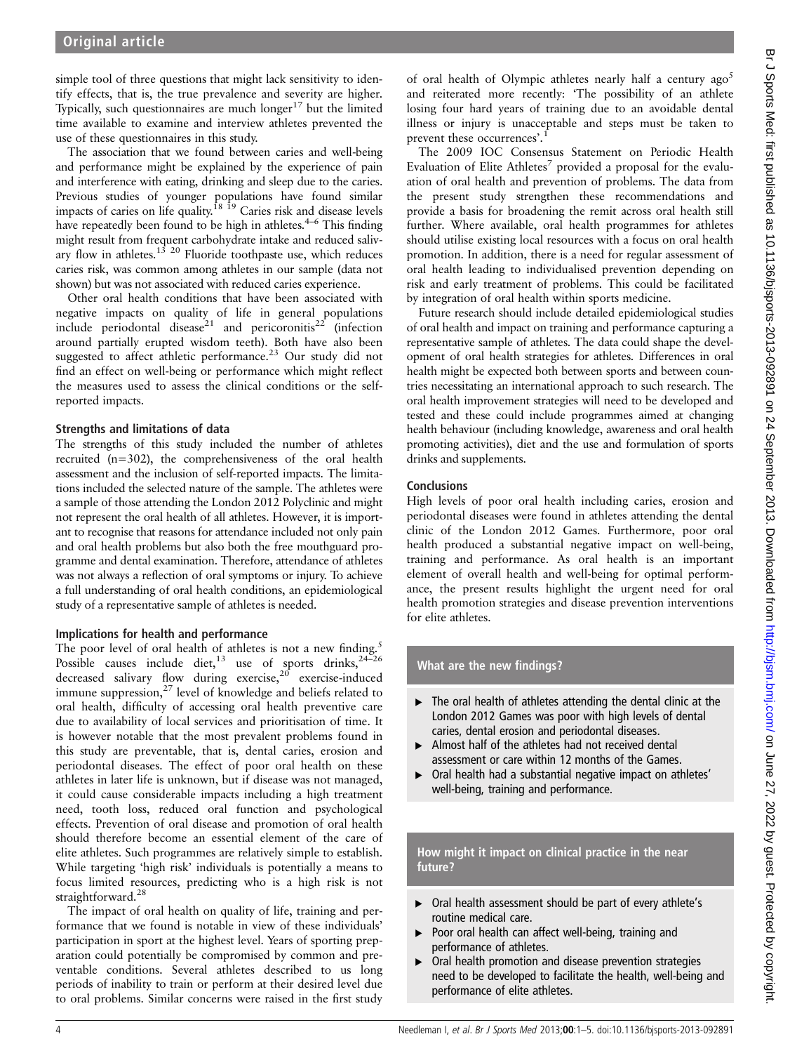simple tool of three questions that might lack sensitivity to identify effects, that is, the true prevalence and severity are higher. Typically, such questionnaires are much longer[17] but the limited time available to examine and interview athletes prevented the use of these questionnaires in this study.

The association that we found between caries and well-being and performance might be explained by the experience of pain and interference with eating, drinking and sleep due to the caries. Previous studies of younger populations have found similar impacts of caries on life quality.[18 19] Caries risk and disease levels have repeatedly been found to be high in athletes.[4–6] This finding might result from frequent carbohydrate intake and reduced salivary flow in athletes.[13 20] Fluoride toothpaste use, which reduces caries risk, was common among athletes in our sample (data not shown) but was not associated with reduced caries experience.

Other oral health conditions that have been associated with negative impacts on quality of life in general populations include periodontal disease[21] and pericoronitis[22] (infection around partially erupted wisdom teeth). Both have also been suggested to affect athletic performance.[23] Our study did not find an effect on well-being or performance which might reflect the measures used to assess the clinical conditions or the self-reported impacts.

### Strengths and limitations of data

The strengths of this study included the number of athletes recruited (n=302), the comprehensiveness of the oral health assessment and the inclusion of self-reported impacts. The limitations included the selected nature of the sample. The athletes were a sample of those attending the London 2012 Polyclinic and might not represent the oral health of all athletes. However, it is important to recognise that reasons for attendance included not only pain and oral health problems but also both the free mouthguard programme and dental examination. Therefore, attendance of athletes was not always a reflection of oral symptoms or injury. To achieve a full understanding of oral health conditions, an epidemiological study of a representative sample of athletes is needed.

### Implications for health and performance

The poor level of oral health of athletes is not a new finding.[5] Possible causes include diet,[13] use of sports drinks,[24–26] decreased salivary flow during exercise,[20] exercise-induced immune suppression,[27] level of knowledge and beliefs related to oral health, difficulty of accessing oral health preventive care due to availability of local services and prioritisation of time. It is however notable that the most prevalent problems found in this study are preventable, that is, dental caries, erosion and periodontal diseases. The effect of poor oral health on these athletes in later life is unknown, but if disease was not managed, it could cause considerable impacts including a high treatment need, tooth loss, reduced oral function and psychological effects. Prevention of oral disease and promotion of oral health should therefore become an essential element of the care of elite athletes. Such programmes are relatively simple to establish. While targeting 'high risk' individuals is potentially a means to focus limited resources, predicting who is a high risk is not straightforward.[28]

The impact of oral health on quality of life, training and performance that we found is notable in view of these individuals' participation in sport at the highest level. Years of sporting preparation could potentially be compromised by common and preventable conditions. Several athletes described to us long periods of inability to train or perform at their desired level due to oral problems. Similar concerns were raised in the first study of oral health of Olympic athletes nearly half a century ago[5] and reiterated more recently: 'The possibility of an athlete losing four hard years of training due to an avoidable dental illness or injury is unacceptable and steps must be taken to prevent these occurrences'.[1]

The 2009 IOC Consensus Statement on Periodic Health Evaluation of Elite Athletes[7] provided a proposal for the evaluation of oral health and prevention of problems. The data from the present study strengthen these recommendations and provide a basis for broadening the remit across oral health still further. Where available, oral health programmes for athletes should utilise existing local resources with a focus on oral health promotion. In addition, there is a need for regular assessment of oral health leading to individualised prevention depending on risk and early treatment of problems. This could be facilitated by integration of oral health within sports medicine.

Future research should include detailed epidemiological studies of oral health and impact on training and performance capturing a representative sample of athletes. The data could shape the development of oral health strategies for athletes. Differences in oral health might be expected both between sports and between countries necessitating an international approach to such research. The oral health improvement strategies will need to be developed and tested and these could include programmes aimed at changing health behaviour (including knowledge, awareness and oral health promoting activities), diet and the use and formulation of sports drinks and supplements.

## Conclusions

High levels of poor oral health including caries, erosion and periodontal diseases were found in athletes attending the dental clinic of the London 2012 Games. Furthermore, poor oral health produced a substantial negative impact on well-being, training and performance. As oral health is an important element of overall health and well-being for optimal performance, the present results highlight the urgent need for oral health promotion strategies and disease prevention interventions for elite athletes.

### What are the new findings?

- The oral health of athletes attending the dental clinic at the London 2012 Games was poor with high levels of dental caries, dental erosion and periodontal diseases.
- Almost half of the athletes had not received dental assessment or care within 12 months of the Games.
- Oral health had a substantial negative impact on athletes' well-being, training and performance.

### How might it impact on clinical practice in the near future?

- Oral health assessment should be part of every athlete's routine medical care.
- Poor oral health can affect well-being, training and performance of athletes.
- Oral health promotion and disease prevention strategies need to be developed to facilitate the health, well-being and performance of elite athletes.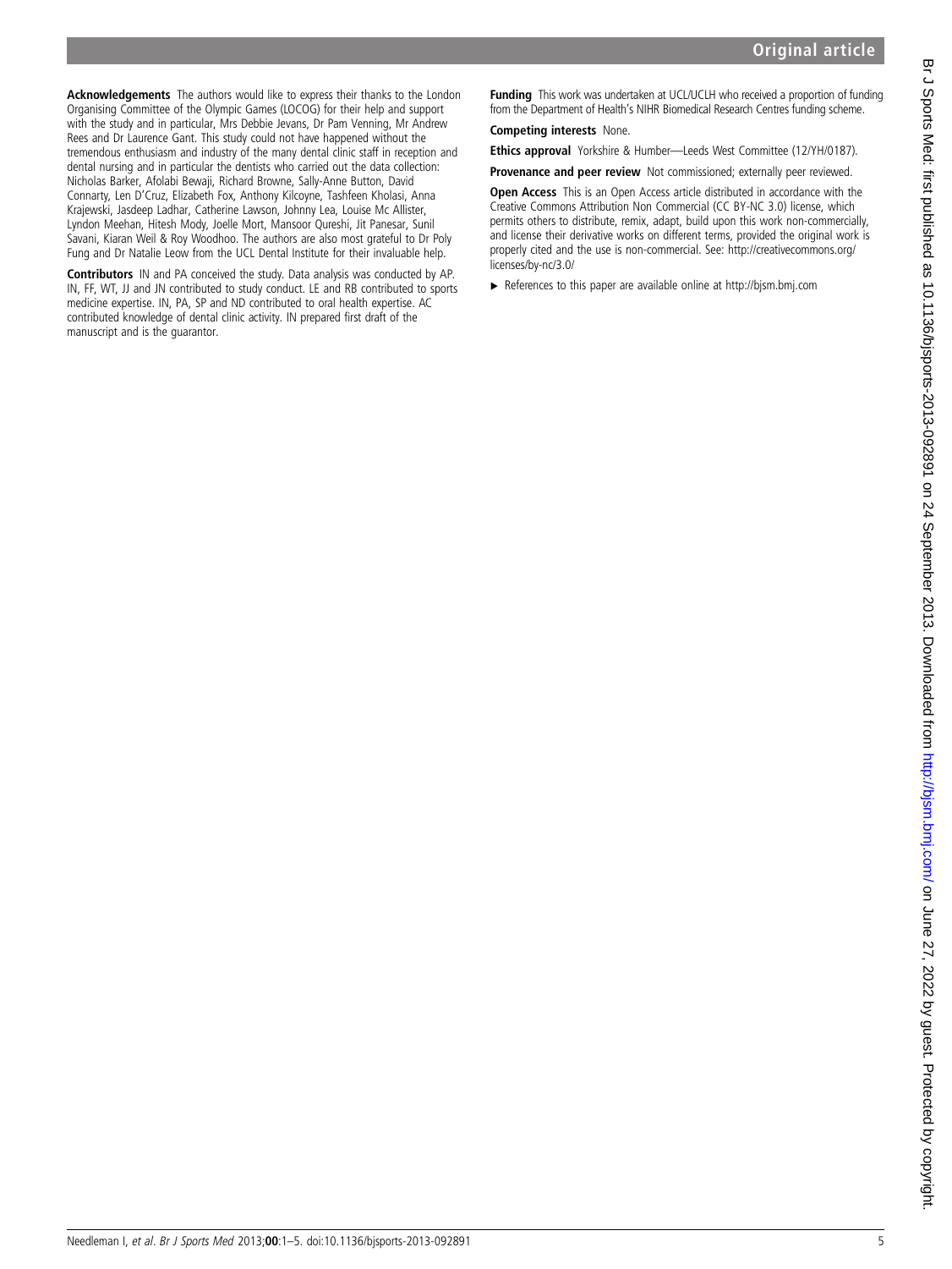**Acknowledgements** The authors would like to express their thanks to the London Organising Committee of the Olympic Games (LOCOG) for their help and support with the study and in particular, Mrs Debbie Jevans, Dr Pam Venning, Mr Andrew Rees and Dr Laurence Gant. This study could not have happened without the tremendous enthusiasm and industry of the many dental clinic staff in reception and dental nursing and in particular the dentists who carried out the data collection: Nicholas Barker, Afolabi Bewaji, Richard Browne, Sally-Anne Button, David Connarty, Len D'Cruz, Elizabeth Fox, Anthony Kilcoyne, Tashfeen Kholasi, Anna Krajewski, Jasdeep Ladhar, Catherine Lawson, Johnny Lea, Louise Mc Allister, Lyndon Meehan, Hitesh Mody, Joelle Mort, Mansoor Qureshi, Jit Panesar, Sunil Savani, Kiaran Weil & Roy Woodhoo. The authors are also most grateful to Dr Poly Fung and Dr Natalie Leow from the UCL Dental Institute for their invaluable help.

**Contributors** IN and PA conceived the study. Data analysis was conducted by AP. IN, FF, WT, JJ and JN contributed to study conduct. LE and RB contributed to sports medicine expertise. IN, PA, SP and ND contributed to oral health expertise. AC contributed knowledge of dental clinic activity. IN prepared first draft of the manuscript and is the guarantor.

**Funding** This work was undertaken at UCL/UCLH who received a proportion of funding from the Department of Health's NIHR Biomedical Research Centres funding scheme.

**Competing interests** None.

**Ethics approval** Yorkshire & Humber—Leeds West Committee (12/YH/0187).

**Provenance and peer review** Not commissioned; externally peer reviewed.

**Open Access** This is an Open Access article distributed in accordance with the Creative Commons Attribution Non Commercial (CC BY-NC 3.0) license, which permits others to distribute, remix, adapt, build upon this work non-commercially, and license their derivative works on different terms, provided the original work is properly cited and the use is non-commercial. See: http://creativecommons.org/licenses/by-nc/3.0/

- ▶ References to this paper are available online at http://bjsm.bmj.com